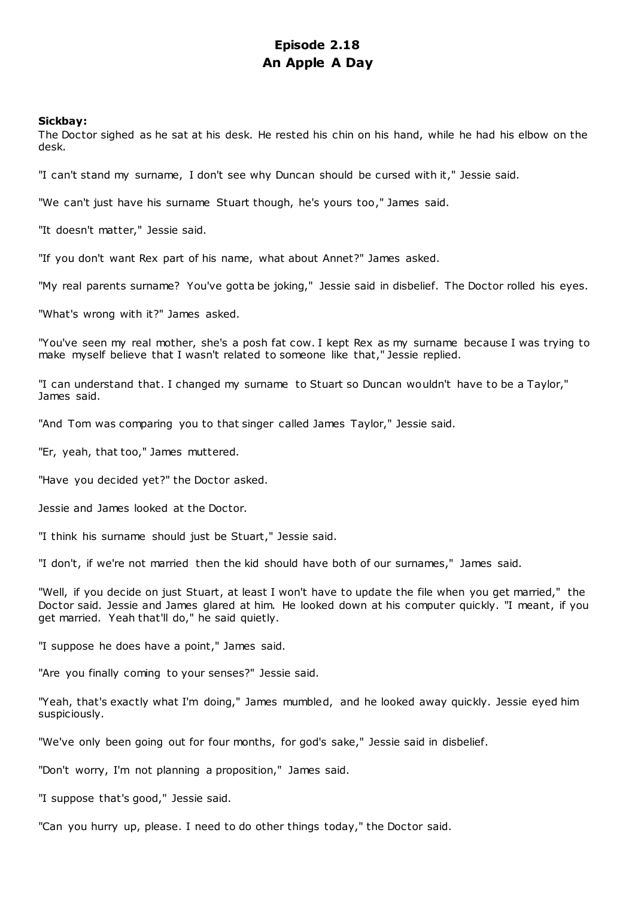# Episode 2.18
# An Apple A Day

**Sickbay:**

The Doctor sighed as he sat at his desk. He rested his chin on his hand, while he had his elbow on the desk.

"I can't stand my surname, I don't see why Duncan should be cursed with it," Jessie said.

"We can't just have his surname Stuart though, he's yours too," James said.

"It doesn't matter," Jessie said.

"If you don't want Rex part of his name, what about Annet?" James asked.

"My real parents surname? You've gotta be joking," Jessie said in disbelief. The Doctor rolled his eyes.

"What's wrong with it?" James asked.

"You've seen my real mother, she's a posh fat cow. I kept Rex as my surname because I was trying to make myself believe that I wasn't related to someone like that," Jessie replied.

"I can understand that. I changed my surname to Stuart so Duncan wouldn't have to be a Taylor," James said.

"And Tom was comparing you to that singer called James Taylor," Jessie said.

"Er, yeah, that too," James muttered.

"Have you decided yet?" the Doctor asked.

Jessie and James looked at the Doctor.

"I think his surname should just be Stuart," Jessie said.

"I don't, if we're not married then the kid should have both of our surnames," James said.

"Well, if you decide on just Stuart, at least I won't have to update the file when you get married," the Doctor said. Jessie and James glared at him. He looked down at his computer quickly. "I meant, if you get married. Yeah that'll do," he said quietly.

"I suppose he does have a point," James said.

"Are you finally coming to your senses?" Jessie said.

"Yeah, that's exactly what I'm doing," James mumbled, and he looked away quickly. Jessie eyed him suspiciously.

"We've only been going out for four months, for god's sake," Jessie said in disbelief.

"Don't worry, I'm not planning a proposition," James said.

"I suppose that's good," Jessie said.

"Can you hurry up, please. I need to do other things today," the Doctor said.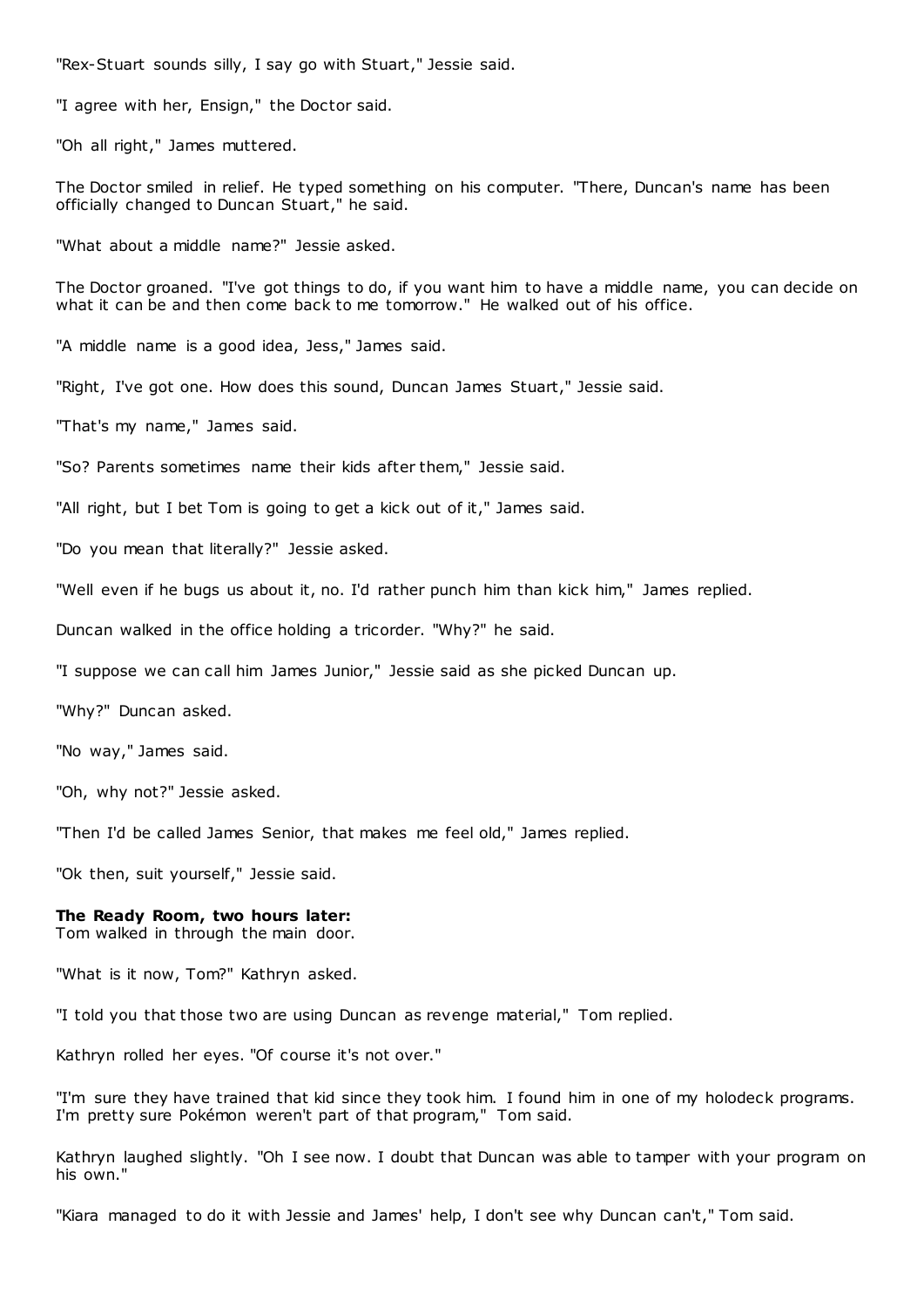"Rex-Stuart sounds silly, I say go with Stuart," Jessie said.

"I agree with her, Ensign," the Doctor said.

"Oh all right," James muttered.

The Doctor smiled in relief. He typed something on his computer. "There, Duncan's name has been officially changed to Duncan Stuart," he said.

"What about a middle name?" Jessie asked.

The Doctor groaned. "I've got things to do, if you want him to have a middle name, you can decide on what it can be and then come back to me tomorrow." He walked out of his office.

"A middle name is a good idea, Jess," James said.

"Right, I've got one. How does this sound, Duncan James Stuart," Jessie said.

"That's my name," James said.

"So? Parents sometimes name their kids after them," Jessie said.

"All right, but I bet Tom is going to get a kick out of it," James said.

"Do you mean that literally?" Jessie asked.

"Well even if he bugs us about it, no. I'd rather punch him than kick him," James replied.

Duncan walked in the office holding a tricorder. "Why?" he said.

"I suppose we can call him James Junior," Jessie said as she picked Duncan up.

"Why?" Duncan asked.

"No way," James said.

"Oh, why not?" Jessie asked.

"Then I'd be called James Senior, that makes me feel old," James replied.

"Ok then, suit yourself," Jessie said.

**The Ready Room, two hours later:**
Tom walked in through the main door.

"What is it now, Tom?" Kathryn asked.

"I told you that those two are using Duncan as revenge material," Tom replied.

Kathryn rolled her eyes. "Of course it's not over."

"I'm sure they have trained that kid since they took him. I found him in one of my holodeck programs. I'm pretty sure Pokémon weren't part of that program," Tom said.

Kathryn laughed slightly. "Oh I see now. I doubt that Duncan was able to tamper with your program on his own."

"Kiara managed to do it with Jessie and James' help, I don't see why Duncan can't," Tom said.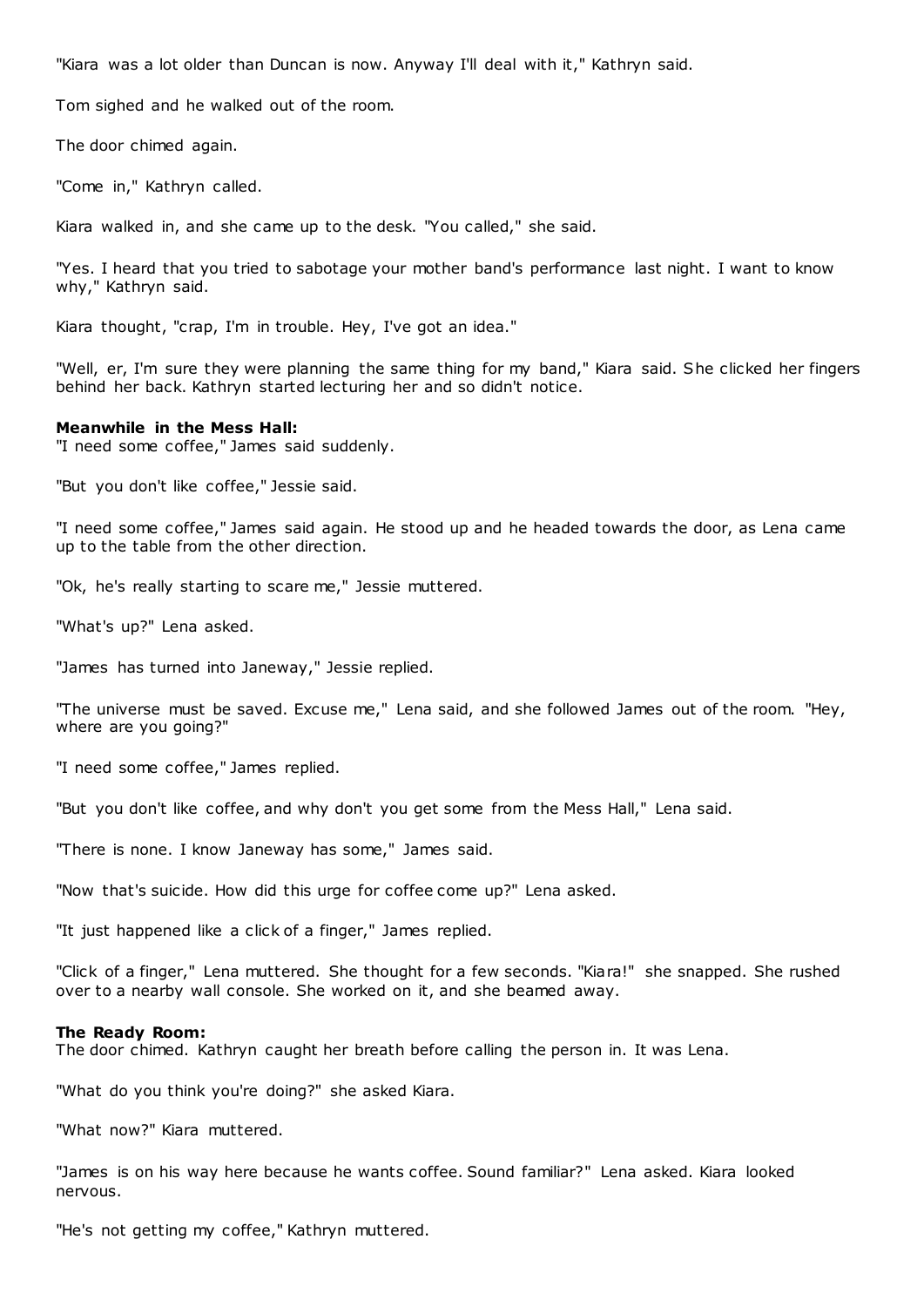"Kiara was a lot older than Duncan is now. Anyway I'll deal with it," Kathryn said.

Tom sighed and he walked out of the room.

The door chimed again.

"Come in," Kathryn called.

Kiara walked in, and she came up to the desk. "You called," she said.

"Yes. I heard that you tried to sabotage your mother band's performance last night. I want to know why," Kathryn said.

Kiara thought, "crap, I'm in trouble. Hey, I've got an idea."

"Well, er, I'm sure they were planning the same thing for my band," Kiara said. She clicked her fingers behind her back. Kathryn started lecturing her and so didn't notice.

**Meanwhile in the Mess Hall:**
"I need some coffee," James said suddenly.

"But you don't like coffee," Jessie said.

"I need some coffee," James said again. He stood up and he headed towards the door, as Lena came up to the table from the other direction.

"Ok, he's really starting to scare me," Jessie muttered.

"What's up?" Lena asked.

"James has turned into Janeway," Jessie replied.

"The universe must be saved. Excuse me," Lena said, and she followed James out of the room. "Hey, where are you going?"

"I need some coffee," James replied.

"But you don't like coffee, and why don't you get some from the Mess Hall," Lena said.

"There is none. I know Janeway has some," James said.

"Now that's suicide. How did this urge for coffee come up?" Lena asked.

"It just happened like a click of a finger," James replied.

"Click of a finger," Lena muttered. She thought for a few seconds. "Kiara!" she snapped. She rushed over to a nearby wall console. She worked on it, and she beamed away.

**The Ready Room:**
The door chimed. Kathryn caught her breath before calling the person in. It was Lena.

"What do you think you're doing?" she asked Kiara.

"What now?" Kiara muttered.

"James is on his way here because he wants coffee. Sound familiar?" Lena asked. Kiara looked nervous.

"He's not getting my coffee," Kathryn muttered.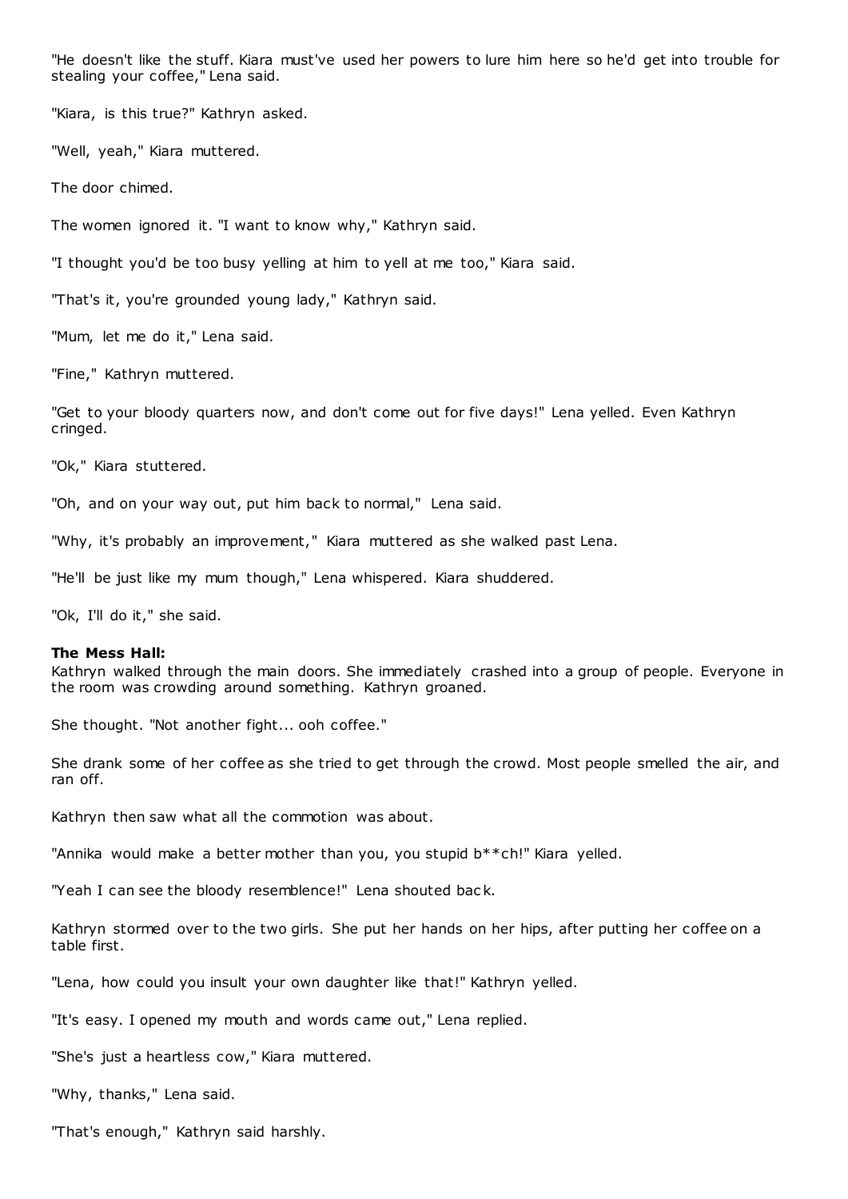"He doesn't like the stuff. Kiara must've used her powers to lure him here so he'd get into trouble for stealing your coffee," Lena said.

"Kiara, is this true?" Kathryn asked.

"Well, yeah," Kiara muttered.

The door chimed.

The women ignored it. "I want to know why," Kathryn said.

"I thought you'd be too busy yelling at him to yell at me too," Kiara said.

"That's it, you're grounded young lady," Kathryn said.

"Mum, let me do it," Lena said.

"Fine," Kathryn muttered.

"Get to your bloody quarters now, and don't come out for five days!" Lena yelled. Even Kathryn cringed.

"Ok," Kiara stuttered.

"Oh, and on your way out, put him back to normal," Lena said.

"Why, it's probably an improvement," Kiara muttered as she walked past Lena.

"He'll be just like my mum though," Lena whispered. Kiara shuddered.

"Ok, I'll do it," she said.

**The Mess Hall:**
Kathryn walked through the main doors. She immediately crashed into a group of people. Everyone in the room was crowding around something. Kathryn groaned.

She thought. "Not another fight... ooh coffee."

She drank some of her coffee as she tried to get through the crowd. Most people smelled the air, and ran off.

Kathryn then saw what all the commotion was about.

"Annika would make a better mother than you, you stupid b**ch!" Kiara yelled.

"Yeah I can see the bloody resemblence!" Lena shouted back.

Kathryn stormed over to the two girls. She put her hands on her hips, after putting her coffee on a table first.

"Lena, how could you insult your own daughter like that!" Kathryn yelled.

"It's easy. I opened my mouth and words came out," Lena replied.

"She's just a heartless cow," Kiara muttered.

"Why, thanks," Lena said.

"That's enough," Kathryn said harshly.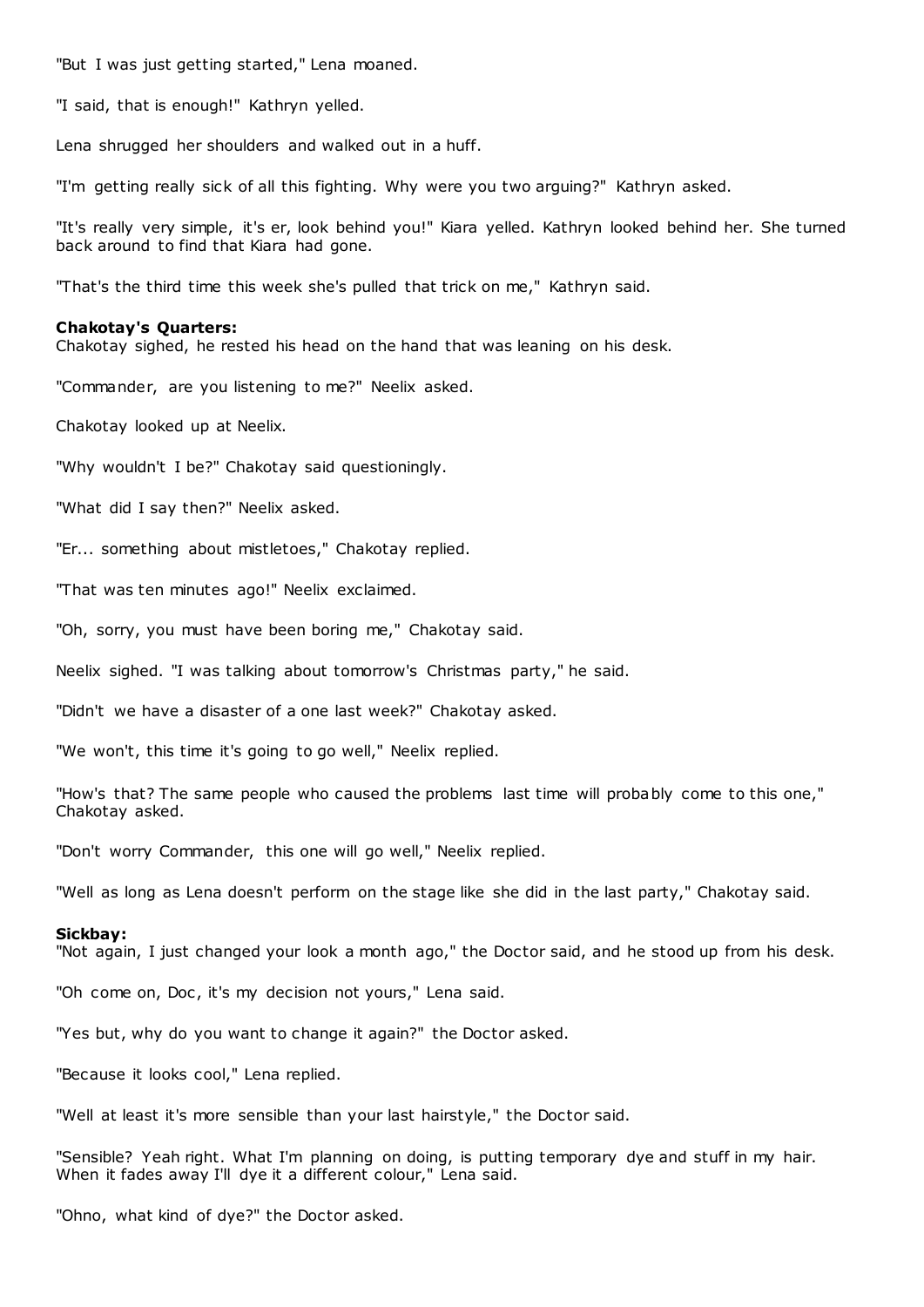"But I was just getting started," Lena moaned.

"I said, that is enough!" Kathryn yelled.

Lena shrugged her shoulders and walked out in a huff.

"I'm getting really sick of all this fighting. Why were you two arguing?" Kathryn asked.

"It's really very simple, it's er, look behind you!" Kiara yelled. Kathryn looked behind her. She turned back around to find that Kiara had gone.

"That's the third time this week she's pulled that trick on me," Kathryn said.

**Chakotay's Quarters:**
Chakotay sighed, he rested his head on the hand that was leaning on his desk.

"Commander, are you listening to me?" Neelix asked.

Chakotay looked up at Neelix.

"Why wouldn't I be?" Chakotay said questioningly.

"What did I say then?" Neelix asked.

"Er... something about mistletoes," Chakotay replied.

"That was ten minutes ago!" Neelix exclaimed.

"Oh, sorry, you must have been boring me," Chakotay said.

Neelix sighed. "I was talking about tomorrow's Christmas party," he said.

"Didn't we have a disaster of a one last week?" Chakotay asked.

"We won't, this time it's going to go well," Neelix replied.

"How's that? The same people who caused the problems last time will probably come to this one," Chakotay asked.

"Don't worry Commander, this one will go well," Neelix replied.

"Well as long as Lena doesn't perform on the stage like she did in the last party," Chakotay said.

**Sickbay:**
"Not again, I just changed your look a month ago," the Doctor said, and he stood up from his desk.

"Oh come on, Doc, it's my decision not yours," Lena said.

"Yes but, why do you want to change it again?" the Doctor asked.

"Because it looks cool," Lena replied.

"Well at least it's more sensible than your last hairstyle," the Doctor said.

"Sensible? Yeah right. What I'm planning on doing, is putting temporary dye and stuff in my hair. When it fades away I'll dye it a different colour," Lena said.

"Ohno, what kind of dye?" the Doctor asked.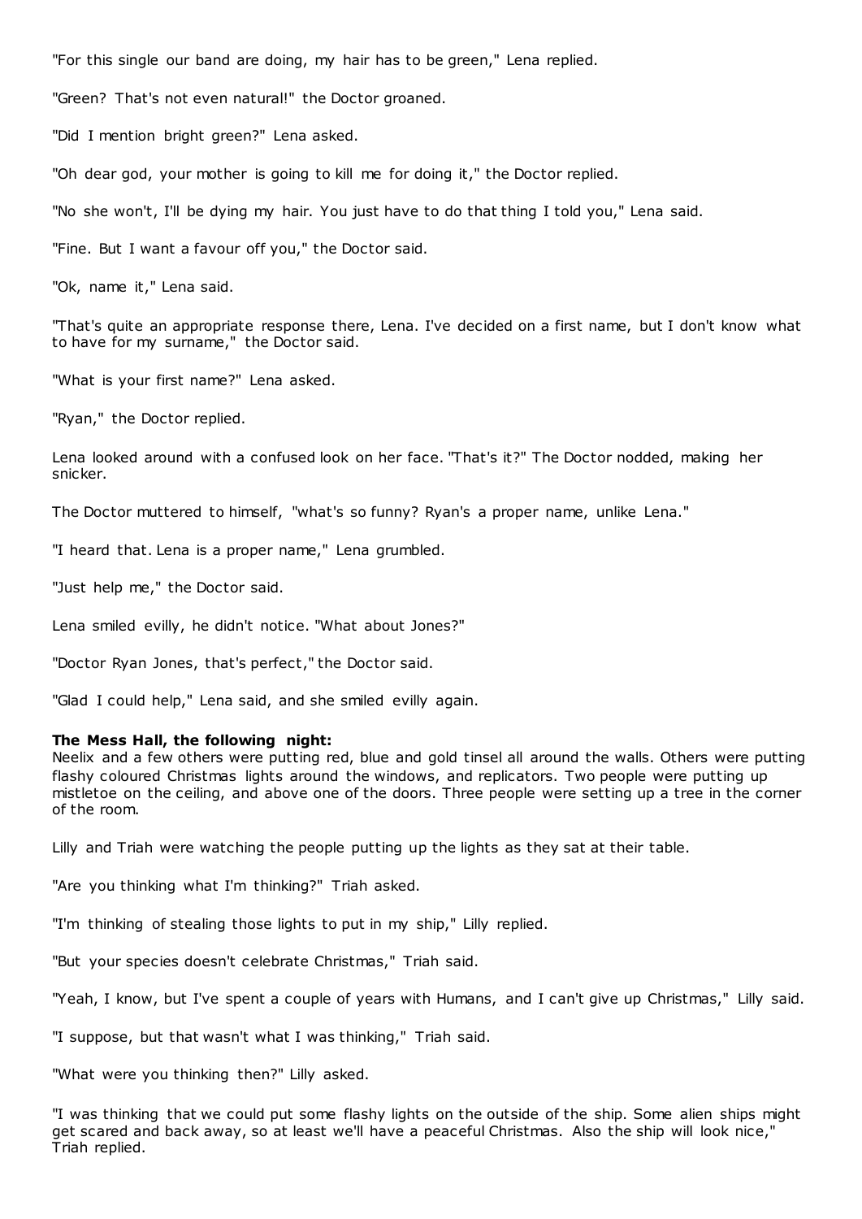"For this single our band are doing, my hair has to be green," Lena replied.

"Green? That's not even natural!" the Doctor groaned.

"Did I mention bright green?" Lena asked.

"Oh dear god, your mother is going to kill me for doing it," the Doctor replied.

"No she won't, I'll be dying my hair. You just have to do that thing I told you," Lena said.

"Fine. But I want a favour off you," the Doctor said.

"Ok, name it," Lena said.

"That's quite an appropriate response there, Lena. I've decided on a first name, but I don't know what to have for my surname," the Doctor said.

"What is your first name?" Lena asked.

"Ryan," the Doctor replied.

Lena looked around with a confused look on her face. "That's it?" The Doctor nodded, making her snicker.

The Doctor muttered to himself, "what's so funny? Ryan's a proper name, unlike Lena."

"I heard that. Lena is a proper name," Lena grumbled.

"Just help me," the Doctor said.

Lena smiled evilly, he didn't notice. "What about Jones?"

"Doctor Ryan Jones, that's perfect," the Doctor said.

"Glad I could help," Lena said, and she smiled evilly again.

**The Mess Hall, the following night:**
Neelix and a few others were putting red, blue and gold tinsel all around the walls. Others were putting flashy coloured Christmas lights around the windows, and replicators. Two people were putting up mistletoe on the ceiling, and above one of the doors. Three people were setting up a tree in the corner of the room.

Lilly and Triah were watching the people putting up the lights as they sat at their table.

"Are you thinking what I'm thinking?" Triah asked.

"I'm thinking of stealing those lights to put in my ship," Lilly replied.

"But your species doesn't celebrate Christmas," Triah said.

"Yeah, I know, but I've spent a couple of years with Humans, and I can't give up Christmas," Lilly said.

"I suppose, but that wasn't what I was thinking," Triah said.

"What were you thinking then?" Lilly asked.

"I was thinking that we could put some flashy lights on the outside of the ship. Some alien ships might get scared and back away, so at least we'll have a peaceful Christmas. Also the ship will look nice," Triah replied.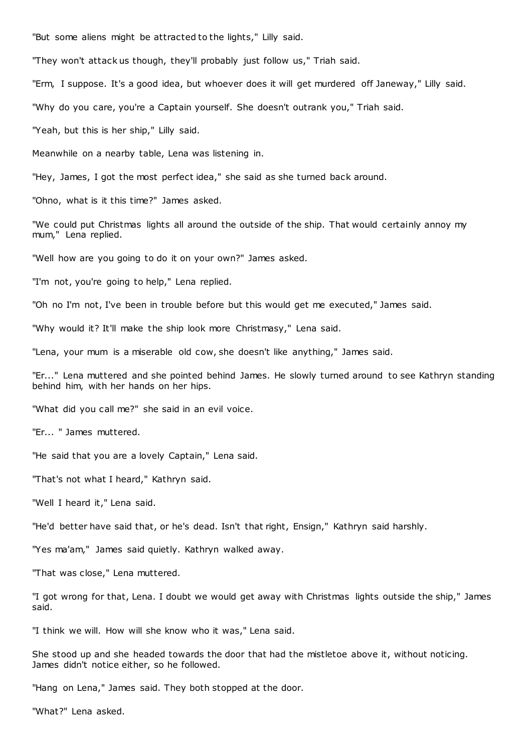"But some aliens might be attracted to the lights," Lilly said.

"They won't attack us though, they'll probably just follow us," Triah said.

"Erm, I suppose. It's a good idea, but whoever does it will get murdered off Janeway," Lilly said.

"Why do you care, you're a Captain yourself. She doesn't outrank you," Triah said.

"Yeah, but this is her ship," Lilly said.

Meanwhile on a nearby table, Lena was listening in.

"Hey, James, I got the most perfect idea," she said as she turned back around.

"Ohno, what is it this time?" James asked.

"We could put Christmas lights all around the outside of the ship. That would certainly annoy my mum," Lena replied.

"Well how are you going to do it on your own?" James asked.

"I'm not, you're going to help," Lena replied.

"Oh no I'm not, I've been in trouble before but this would get me executed," James said.

"Why would it? It'll make the ship look more Christmasy," Lena said.

"Lena, your mum is a miserable old cow, she doesn't like anything," James said.

"Er..." Lena muttered and she pointed behind James. He slowly turned around to see Kathryn standing behind him, with her hands on her hips.

"What did you call me?" she said in an evil voice.

"Er... " James muttered.

"He said that you are a lovely Captain," Lena said.

"That's not what I heard," Kathryn said.

"Well I heard it," Lena said.

"He'd better have said that, or he's dead. Isn't that right, Ensign," Kathryn said harshly.

"Yes ma'am," James said quietly. Kathryn walked away.

"That was close," Lena muttered.

"I got wrong for that, Lena. I doubt we would get away with Christmas lights outside the ship," James said.

"I think we will. How will she know who it was," Lena said.

She stood up and she headed towards the door that had the mistletoe above it, without noticing. James didn't notice either, so he followed.

"Hang on Lena," James said. They both stopped at the door.

"What?" Lena asked.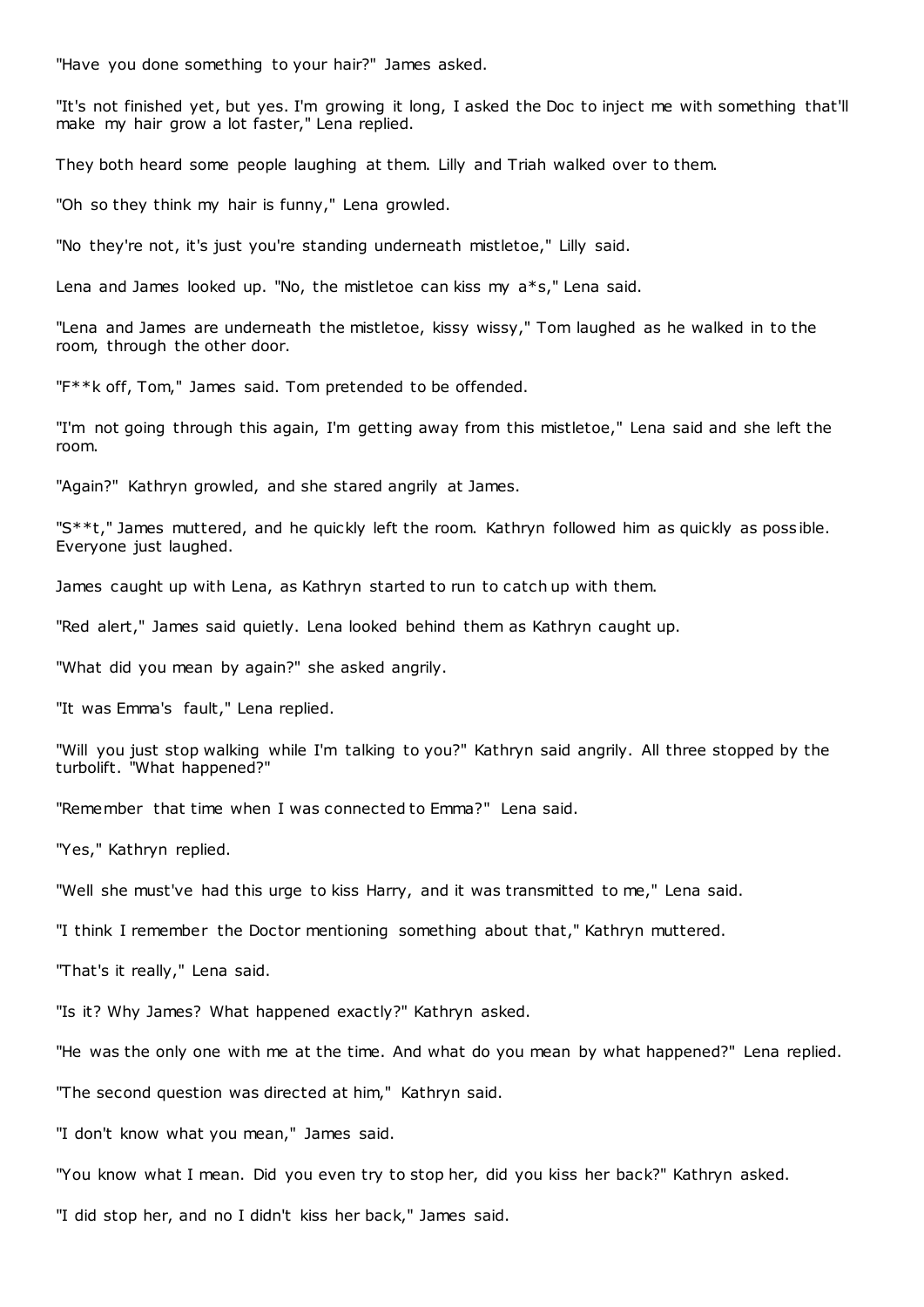"Have you done something to your hair?" James asked.

"It's not finished yet, but yes. I'm growing it long, I asked the Doc to inject me with something that'll make my hair grow a lot faster," Lena replied.

They both heard some people laughing at them. Lilly and Triah walked over to them.

"Oh so they think my hair is funny," Lena growled.

"No they're not, it's just you're standing underneath mistletoe," Lilly said.

Lena and James looked up. "No, the mistletoe can kiss my a*s," Lena said.

"Lena and James are underneath the mistletoe, kissy wissy," Tom laughed as he walked in to the room, through the other door.

"F**k off, Tom," James said. Tom pretended to be offended.

"I'm not going through this again, I'm getting away from this mistletoe," Lena said and she left the room.

"Again?" Kathryn growled, and she stared angrily at James.

"S**t," James muttered, and he quickly left the room. Kathryn followed him as quickly as possible. Everyone just laughed.

James caught up with Lena, as Kathryn started to run to catch up with them.

"Red alert," James said quietly. Lena looked behind them as Kathryn caught up.

"What did you mean by again?" she asked angrily.

"It was Emma's fault," Lena replied.

"Will you just stop walking while I'm talking to you?" Kathryn said angrily. All three stopped by the turbolift. "What happened?"

"Remember that time when I was connected to Emma?" Lena said.

"Yes," Kathryn replied.

"Well she must've had this urge to kiss Harry, and it was transmitted to me," Lena said.

"I think I remember the Doctor mentioning something about that," Kathryn muttered.

"That's it really," Lena said.

"Is it? Why James? What happened exactly?" Kathryn asked.

"He was the only one with me at the time. And what do you mean by what happened?" Lena replied.

"The second question was directed at him," Kathryn said.

"I don't know what you mean," James said.

"You know what I mean. Did you even try to stop her, did you kiss her back?" Kathryn asked.

"I did stop her, and no I didn't kiss her back," James said.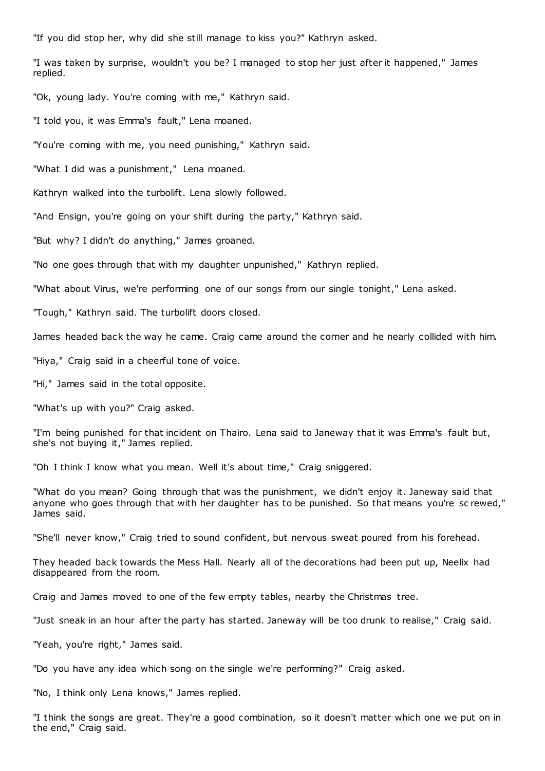"If you did stop her, why did she still manage to kiss you?" Kathryn asked.

"I was taken by surprise, wouldn't you be? I managed to stop her just after it happened," James replied.

"Ok, young lady. You're coming with me," Kathryn said.

"I told you, it was Emma's fault," Lena moaned.

"You're coming with me, you need punishing," Kathryn said.

"What I did was a punishment," Lena moaned.

Kathryn walked into the turbolift. Lena slowly followed.

"And Ensign, you're going on your shift during the party," Kathryn said.

"But why? I didn't do anything," James groaned.

"No one goes through that with my daughter unpunished," Kathryn replied.

"What about Virus, we're performing one of our songs from our single tonight," Lena asked.

"Tough," Kathryn said. The turbolift doors closed.

James headed back the way he came. Craig came around the corner and he nearly collided with him.

"Hiya," Craig said in a cheerful tone of voice.

"Hi," James said in the total opposite.

"What's up with you?" Craig asked.

"I'm being punished for that incident on Thairo. Lena said to Janeway that it was Emma's fault but, she's not buying it," James replied.

"Oh I think I know what you mean. Well it's about time," Craig sniggered.

"What do you mean? Going through that was the punishment, we didn't enjoy it. Janeway said that anyone who goes through that with her daughter has to be punished. So that means you're screwed," James said.

"She'll never know," Craig tried to sound confident, but nervous sweat poured from his forehead.

They headed back towards the Mess Hall. Nearly all of the decorations had been put up, Neelix had disappeared from the room.

Craig and James moved to one of the few empty tables, nearby the Christmas tree.

"Just sneak in an hour after the party has started. Janeway will be too drunk to realise," Craig said.

"Yeah, you're right," James said.

"Do you have any idea which song on the single we're performing?" Craig asked.

"No, I think only Lena knows," James replied.

"I think the songs are great. They're a good combination, so it doesn't matter which one we put on in the end," Craig said.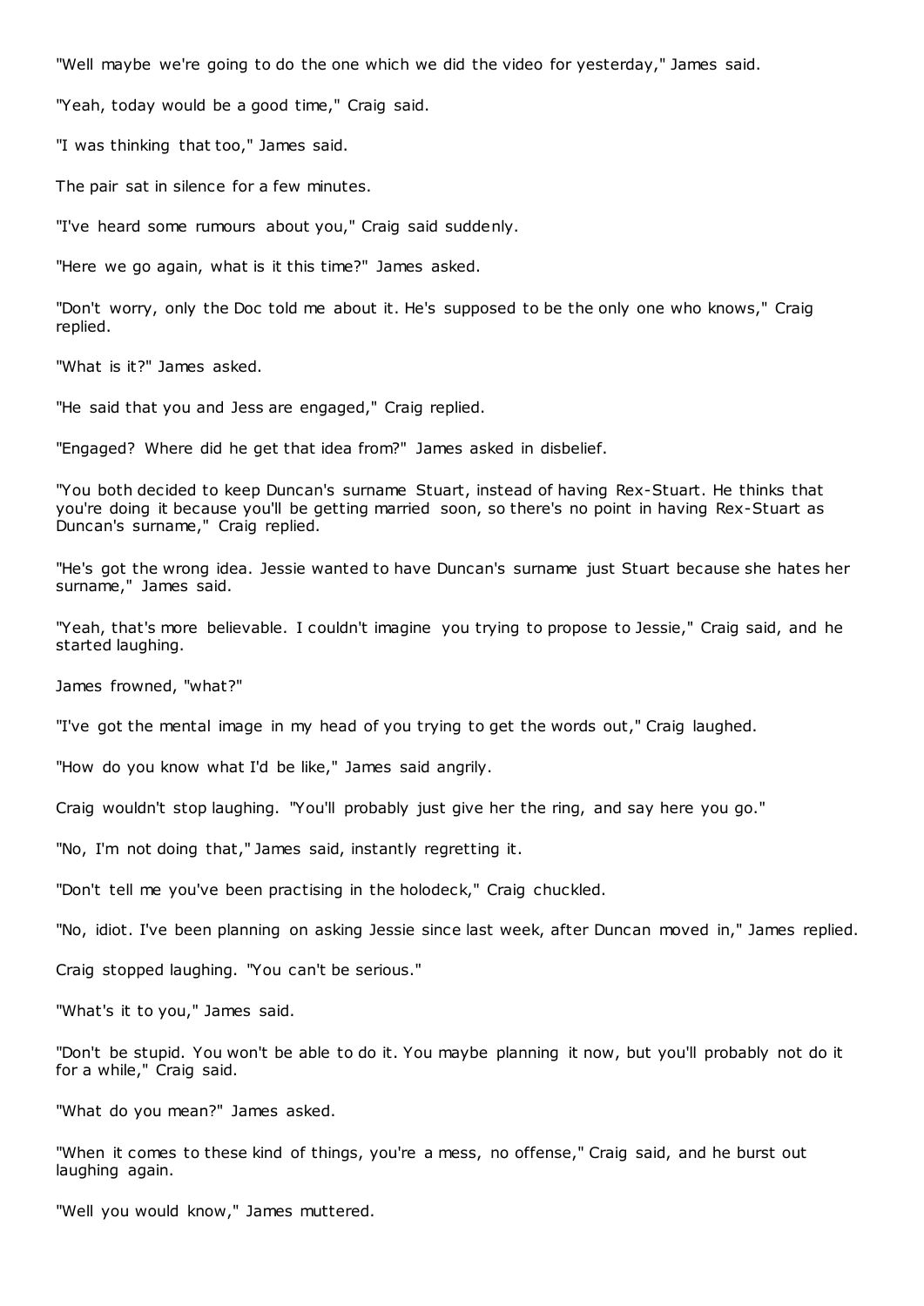"Well maybe we're going to do the one which we did the video for yesterday," James said.

"Yeah, today would be a good time," Craig said.

"I was thinking that too," James said.

The pair sat in silence for a few minutes.

"I've heard some rumours about you," Craig said suddenly.

"Here we go again, what is it this time?" James asked.

"Don't worry, only the Doc told me about it. He's supposed to be the only one who knows," Craig replied.

"What is it?" James asked.

"He said that you and Jess are engaged," Craig replied.

"Engaged? Where did he get that idea from?" James asked in disbelief.

"You both decided to keep Duncan's surname Stuart, instead of having Rex-Stuart. He thinks that you're doing it because you'll be getting married soon, so there's no point in having Rex-Stuart as Duncan's surname," Craig replied.

"He's got the wrong idea. Jessie wanted to have Duncan's surname just Stuart because she hates her surname," James said.

"Yeah, that's more believable. I couldn't imagine you trying to propose to Jessie," Craig said, and he started laughing.

James frowned, "what?"

"I've got the mental image in my head of you trying to get the words out," Craig laughed.

"How do you know what I'd be like," James said angrily.

Craig wouldn't stop laughing. "You'll probably just give her the ring, and say here you go."

"No, I'm not doing that," James said, instantly regretting it.

"Don't tell me you've been practising in the holodeck," Craig chuckled.

"No, idiot. I've been planning on asking Jessie since last week, after Duncan moved in," James replied.

Craig stopped laughing. "You can't be serious."

"What's it to you," James said.

"Don't be stupid. You won't be able to do it. You maybe planning it now, but you'll probably not do it for a while," Craig said.

"What do you mean?" James asked.

"When it comes to these kind of things, you're a mess, no offense," Craig said, and he burst out laughing again.

"Well you would know," James muttered.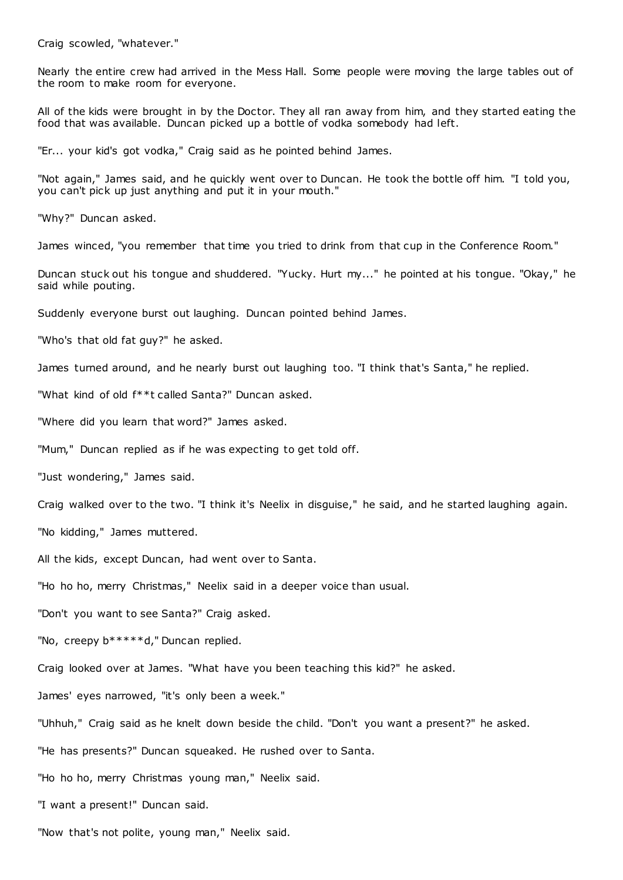Craig scowled, "whatever."

Nearly the entire crew had arrived in the Mess Hall. Some people were moving the large tables out of the room to make room for everyone.

All of the kids were brought in by the Doctor. They all ran away from him, and they started eating the food that was available. Duncan picked up a bottle of vodka somebody had left.

"Er... your kid's got vodka," Craig said as he pointed behind James.

"Not again," James said, and he quickly went over to Duncan. He took the bottle off him. "I told you, you can't pick up just anything and put it in your mouth."

"Why?" Duncan asked.

James winced, "you remember that time you tried to drink from that cup in the Conference Room."

Duncan stuck out his tongue and shuddered. "Yucky. Hurt my..." he pointed at his tongue. "Okay," he said while pouting.

Suddenly everyone burst out laughing. Duncan pointed behind James.

"Who's that old fat guy?" he asked.

James turned around, and he nearly burst out laughing too. "I think that's Santa," he replied.

"What kind of old f**t called Santa?" Duncan asked.

"Where did you learn that word?" James asked.

"Mum," Duncan replied as if he was expecting to get told off.

"Just wondering," James said.

Craig walked over to the two. "I think it's Neelix in disguise," he said, and he started laughing again.

"No kidding," James muttered.

All the kids, except Duncan, had went over to Santa.

"Ho ho ho, merry Christmas," Neelix said in a deeper voice than usual.

"Don't you want to see Santa?" Craig asked.

"No, creepy b*****d," Duncan replied.

Craig looked over at James. "What have you been teaching this kid?" he asked.

James' eyes narrowed, "it's only been a week."

"Uhhuh," Craig said as he knelt down beside the child. "Don't you want a present?" he asked.

"He has presents?" Duncan squeaked. He rushed over to Santa.

"Ho ho ho, merry Christmas young man," Neelix said.

"I want a present!" Duncan said.

"Now that's not polite, young man," Neelix said.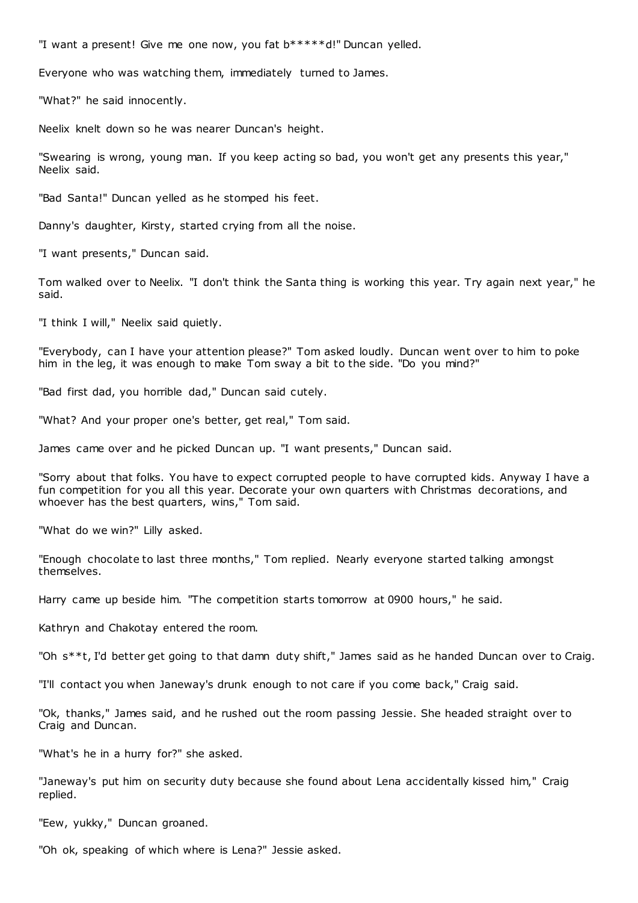"I want a present! Give me one now, you fat b*****d!" Duncan yelled.

Everyone who was watching them, immediately turned to James.

"What?" he said innocently.

Neelix knelt down so he was nearer Duncan's height.

"Swearing is wrong, young man. If you keep acting so bad, you won't get any presents this year," Neelix said.

"Bad Santa!" Duncan yelled as he stomped his feet.

Danny's daughter, Kirsty, started crying from all the noise.

"I want presents," Duncan said.

Tom walked over to Neelix. "I don't think the Santa thing is working this year. Try again next year," he said.

"I think I will," Neelix said quietly.

"Everybody, can I have your attention please?" Tom asked loudly. Duncan went over to him to poke him in the leg, it was enough to make Tom sway a bit to the side. "Do you mind?"

"Bad first dad, you horrible dad," Duncan said cutely.

"What? And your proper one's better, get real," Tom said.

James came over and he picked Duncan up. "I want presents," Duncan said.

"Sorry about that folks. You have to expect corrupted people to have corrupted kids. Anyway I have a fun competition for you all this year. Decorate your own quarters with Christmas decorations, and whoever has the best quarters, wins," Tom said.

"What do we win?" Lilly asked.

"Enough chocolate to last three months," Tom replied. Nearly everyone started talking amongst themselves.

Harry came up beside him. "The competition starts tomorrow at 0900 hours," he said.

Kathryn and Chakotay entered the room.

"Oh s**t, I'd better get going to that damn duty shift," James said as he handed Duncan over to Craig.

"I'll contact you when Janeway's drunk enough to not care if you come back," Craig said.

"Ok, thanks," James said, and he rushed out the room passing Jessie. She headed straight over to Craig and Duncan.

"What's he in a hurry for?" she asked.

"Janeway's put him on security duty because she found about Lena accidentally kissed him," Craig replied.

"Eew, yukky," Duncan groaned.

"Oh ok, speaking of which where is Lena?" Jessie asked.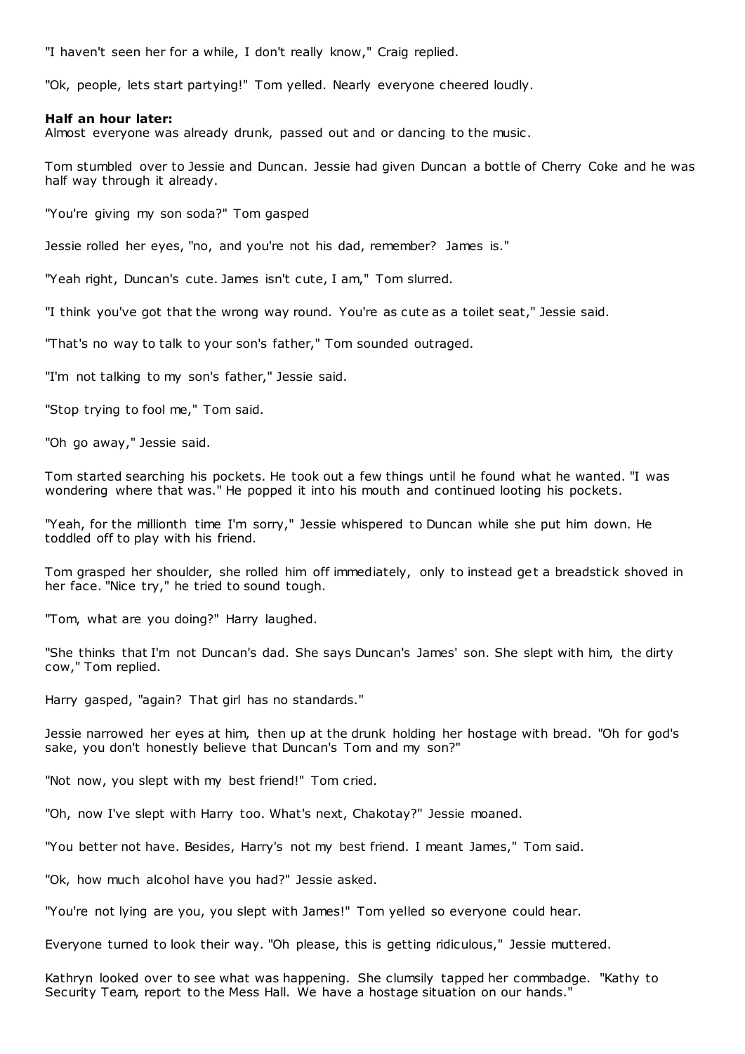"I haven't seen her for a while, I don't really know," Craig replied.

"Ok, people, lets start partying!" Tom yelled. Nearly everyone cheered loudly.

**Half an hour later:**
Almost everyone was already drunk, passed out and or dancing to the music.

Tom stumbled over to Jessie and Duncan. Jessie had given Duncan a bottle of Cherry Coke and he was half way through it already.

"You're giving my son soda?" Tom gasped

Jessie rolled her eyes, "no, and you're not his dad, remember? James is."

"Yeah right, Duncan's cute. James isn't cute, I am," Tom slurred.

"I think you've got that the wrong way round. You're as cute as a toilet seat," Jessie said.

"That's no way to talk to your son's father," Tom sounded outraged.

"I'm not talking to my son's father," Jessie said.

"Stop trying to fool me," Tom said.

"Oh go away," Jessie said.

Tom started searching his pockets. He took out a few things until he found what he wanted. "I was wondering where that was." He popped it into his mouth and continued looting his pockets.

"Yeah, for the millionth time I'm sorry," Jessie whispered to Duncan while she put him down. He toddled off to play with his friend.

Tom grasped her shoulder, she rolled him off immediately, only to instead get a breadstick shoved in her face. "Nice try," he tried to sound tough.

"Tom, what are you doing?" Harry laughed.

"She thinks that I'm not Duncan's dad. She says Duncan's James' son. She slept with him, the dirty cow," Tom replied.

Harry gasped, "again? That girl has no standards."

Jessie narrowed her eyes at him, then up at the drunk holding her hostage with bread. "Oh for god's sake, you don't honestly believe that Duncan's Tom and my son?"

"Not now, you slept with my best friend!" Tom cried.

"Oh, now I've slept with Harry too. What's next, Chakotay?" Jessie moaned.

"You better not have. Besides, Harry's not my best friend. I meant James," Tom said.

"Ok, how much alcohol have you had?" Jessie asked.

"You're not lying are you, you slept with James!" Tom yelled so everyone could hear.

Everyone turned to look their way. "Oh please, this is getting ridiculous," Jessie muttered.

Kathryn looked over to see what was happening. She clumsily tapped her commbadge. "Kathy to Security Team, report to the Mess Hall. We have a hostage situation on our hands."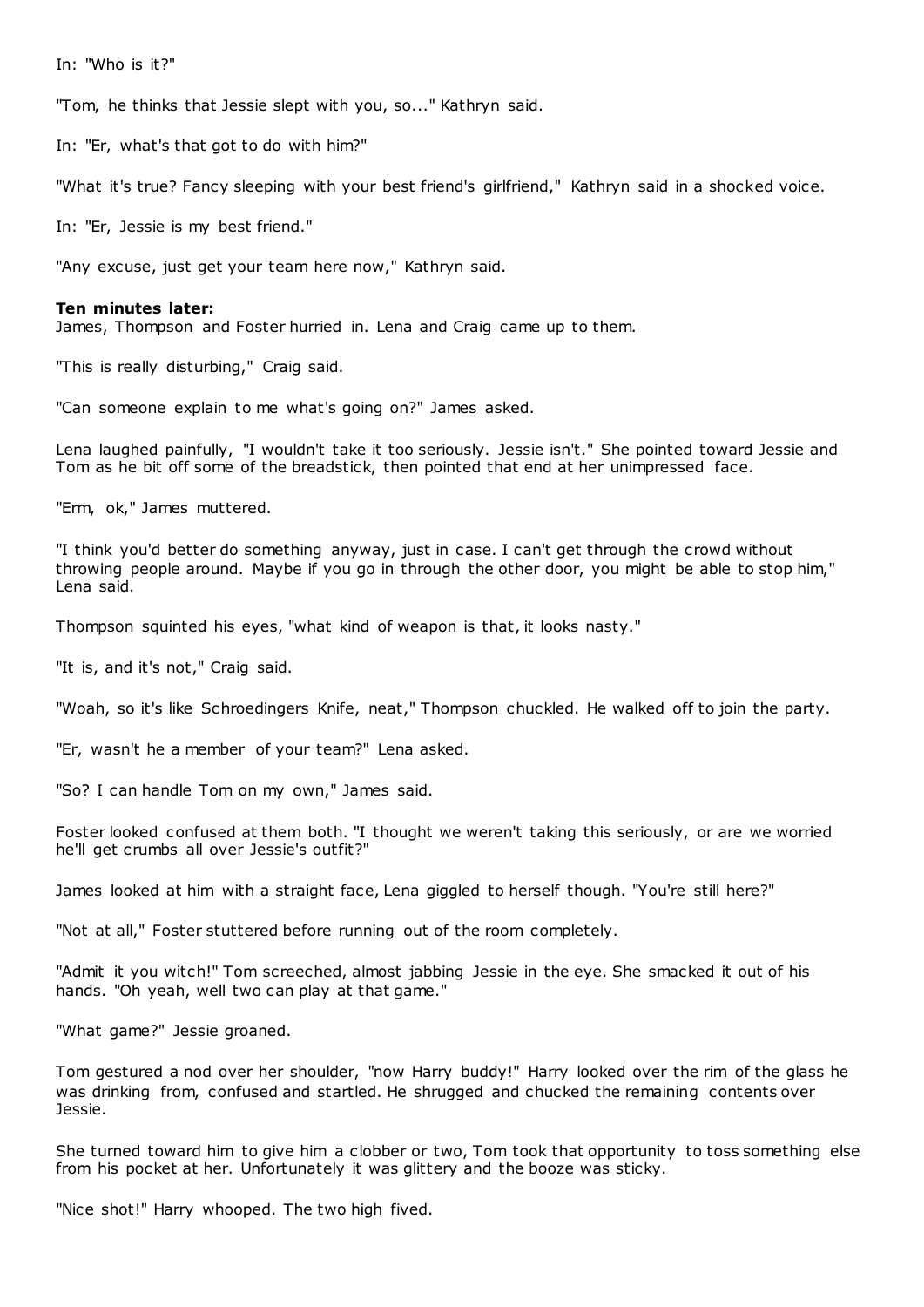In: "Who is it?"

"Tom, he thinks that Jessie slept with you, so..." Kathryn said.

In: "Er, what's that got to do with him?"

"What it's true? Fancy sleeping with your best friend's girlfriend," Kathryn said in a shocked voice.

In: "Er, Jessie is my best friend."

"Any excuse, just get your team here now," Kathryn said.

**Ten minutes later:**
James, Thompson and Foster hurried in. Lena and Craig came up to them.

"This is really disturbing," Craig said.

"Can someone explain to me what's going on?" James asked.

Lena laughed painfully, "I wouldn't take it too seriously. Jessie isn't." She pointed toward Jessie and Tom as he bit off some of the breadstick, then pointed that end at her unimpressed face.

"Erm, ok," James muttered.

"I think you'd better do something anyway, just in case. I can't get through the crowd without throwing people around. Maybe if you go in through the other door, you might be able to stop him," Lena said.

Thompson squinted his eyes, "what kind of weapon is that, it looks nasty."

"It is, and it's not," Craig said.

"Woah, so it's like Schroedingers Knife, neat," Thompson chuckled. He walked off to join the party.

"Er, wasn't he a member of your team?" Lena asked.

"So? I can handle Tom on my own," James said.

Foster looked confused at them both. "I thought we weren't taking this seriously, or are we worried he'll get crumbs all over Jessie's outfit?"

James looked at him with a straight face, Lena giggled to herself though. "You're still here?"

"Not at all," Foster stuttered before running out of the room completely.

"Admit it you witch!" Tom screeched, almost jabbing Jessie in the eye. She smacked it out of his hands. "Oh yeah, well two can play at that game."

"What game?" Jessie groaned.

Tom gestured a nod over her shoulder, "now Harry buddy!" Harry looked over the rim of the glass he was drinking from, confused and startled. He shrugged and chucked the remaining contents over Jessie.

She turned toward him to give him a clobber or two, Tom took that opportunity to toss something else from his pocket at her. Unfortunately it was glittery and the booze was sticky.

"Nice shot!" Harry whooped. The two high fived.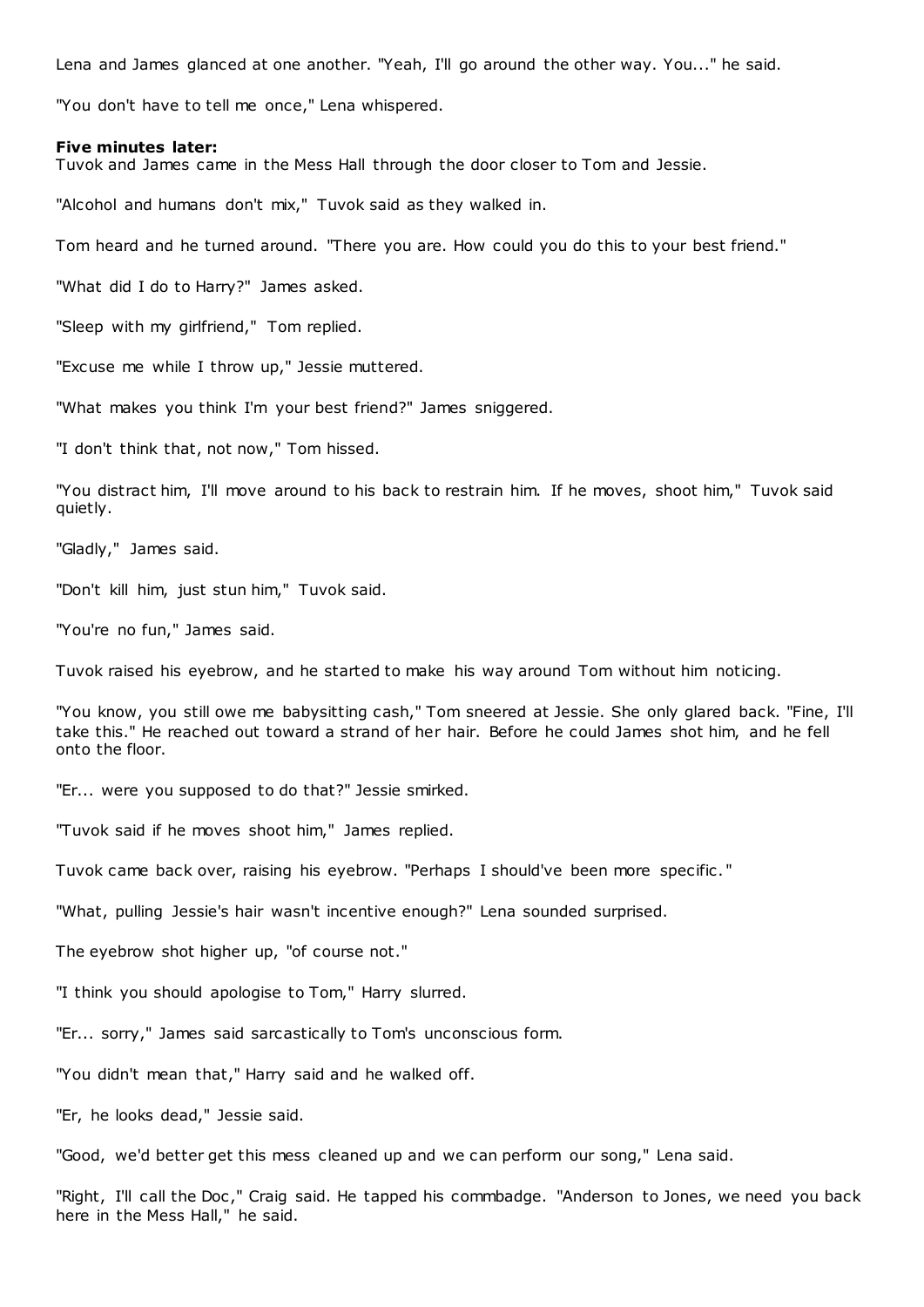Lena and James glanced at one another. "Yeah, I'll go around the other way. You..." he said.

"You don't have to tell me once," Lena whispered.

**Five minutes later:**
Tuvok and James came in the Mess Hall through the door closer to Tom and Jessie.

"Alcohol and humans don't mix," Tuvok said as they walked in.

Tom heard and he turned around. "There you are. How could you do this to your best friend."

"What did I do to Harry?" James asked.

"Sleep with my girlfriend," Tom replied.

"Excuse me while I throw up," Jessie muttered.

"What makes you think I'm your best friend?" James sniggered.

"I don't think that, not now," Tom hissed.

"You distract him, I'll move around to his back to restrain him. If he moves, shoot him," Tuvok said quietly.

"Gladly," James said.

"Don't kill him, just stun him," Tuvok said.

"You're no fun," James said.

Tuvok raised his eyebrow, and he started to make his way around Tom without him noticing.

"You know, you still owe me babysitting cash," Tom sneered at Jessie. She only glared back. "Fine, I'll take this." He reached out toward a strand of her hair. Before he could James shot him, and he fell onto the floor.

"Er... were you supposed to do that?" Jessie smirked.

"Tuvok said if he moves shoot him," James replied.

Tuvok came back over, raising his eyebrow. "Perhaps I should've been more specific."

"What, pulling Jessie's hair wasn't incentive enough?" Lena sounded surprised.

The eyebrow shot higher up, "of course not."

"I think you should apologise to Tom," Harry slurred.

"Er... sorry," James said sarcastically to Tom's unconscious form.

"You didn't mean that," Harry said and he walked off.

"Er, he looks dead," Jessie said.

"Good, we'd better get this mess cleaned up and we can perform our song," Lena said.

"Right, I'll call the Doc," Craig said. He tapped his commbadge. "Anderson to Jones, we need you back here in the Mess Hall," he said.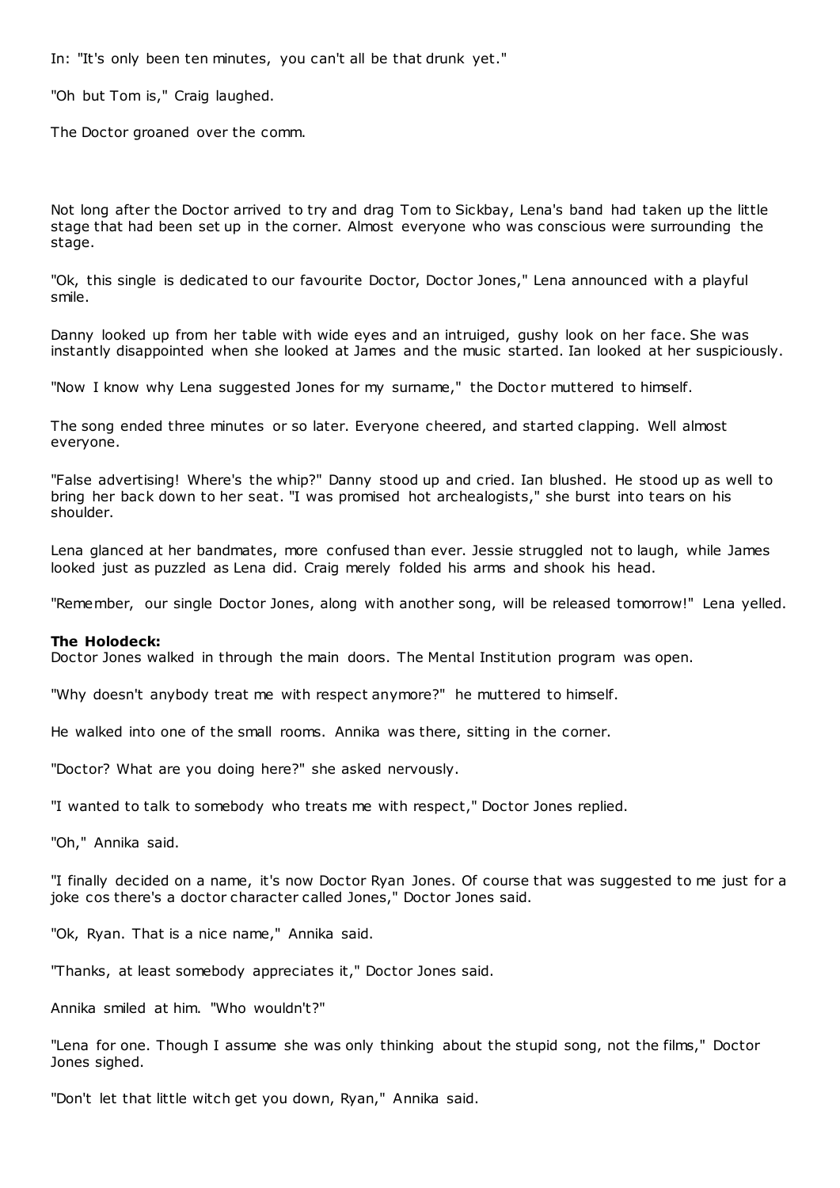In: "It's only been ten minutes, you can't all be that drunk yet."

"Oh but Tom is," Craig laughed.

The Doctor groaned over the comm.

Not long after the Doctor arrived to try and drag Tom to Sickbay, Lena's band had taken up the little stage that had been set up in the corner. Almost everyone who was conscious were surrounding the stage.

"Ok, this single is dedicated to our favourite Doctor, Doctor Jones," Lena announced with a playful smile.

Danny looked up from her table with wide eyes and an intruiged, gushy look on her face. She was instantly disappointed when she looked at James and the music started. Ian looked at her suspiciously.

"Now I know why Lena suggested Jones for my surname," the Doctor muttered to himself.

The song ended three minutes or so later. Everyone cheered, and started clapping. Well almost everyone.

"False advertising! Where's the whip?" Danny stood up and cried. Ian blushed. He stood up as well to bring her back down to her seat. "I was promised hot archealogists," she burst into tears on his shoulder.

Lena glanced at her bandmates, more confused than ever. Jessie struggled not to laugh, while James looked just as puzzled as Lena did. Craig merely folded his arms and shook his head.

"Remember, our single Doctor Jones, along with another song, will be released tomorrow!" Lena yelled.

**The Holodeck:**
Doctor Jones walked in through the main doors. The Mental Institution program was open.

"Why doesn't anybody treat me with respect anymore?" he muttered to himself.

He walked into one of the small rooms. Annika was there, sitting in the corner.

"Doctor? What are you doing here?" she asked nervously.

"I wanted to talk to somebody who treats me with respect," Doctor Jones replied.

"Oh," Annika said.

"I finally decided on a name, it's now Doctor Ryan Jones. Of course that was suggested to me just for a joke cos there's a doctor character called Jones," Doctor Jones said.

"Ok, Ryan. That is a nice name," Annika said.

"Thanks, at least somebody appreciates it," Doctor Jones said.

Annika smiled at him. "Who wouldn't?"

"Lena for one. Though I assume she was only thinking about the stupid song, not the films," Doctor Jones sighed.

"Don't let that little witch get you down, Ryan," Annika said.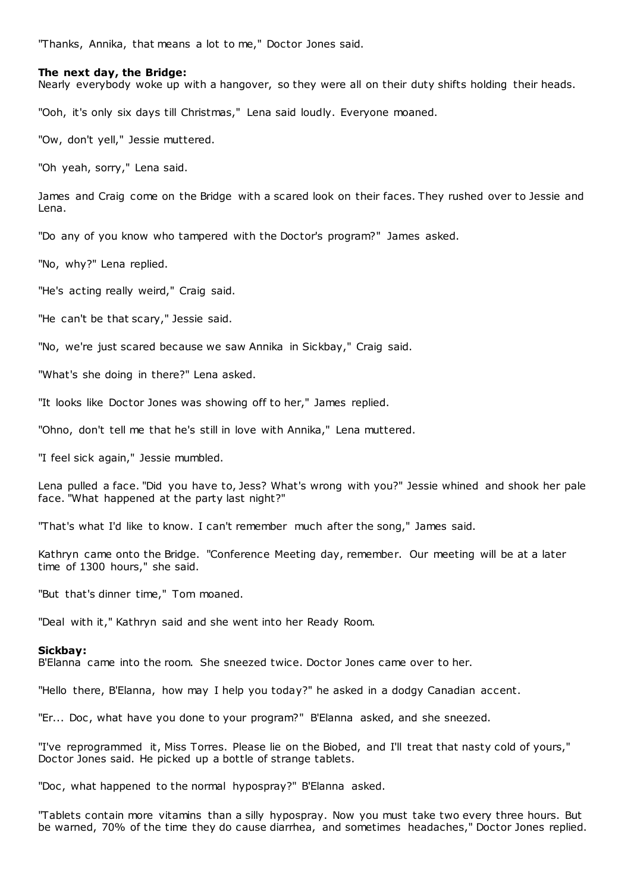"Thanks, Annika, that means a lot to me," Doctor Jones said.

**The next day, the Bridge:**

Nearly everybody woke up with a hangover, so they were all on their duty shifts holding their heads.

"Ooh, it's only six days till Christmas," Lena said loudly. Everyone moaned.

"Ow, don't yell," Jessie muttered.

"Oh yeah, sorry," Lena said.

James and Craig come on the Bridge with a scared look on their faces. They rushed over to Jessie and Lena.

"Do any of you know who tampered with the Doctor's program?" James asked.

"No, why?" Lena replied.

"He's acting really weird," Craig said.

"He can't be that scary," Jessie said.

"No, we're just scared because we saw Annika in Sickbay," Craig said.

"What's she doing in there?" Lena asked.

"It looks like Doctor Jones was showing off to her," James replied.

"Ohno, don't tell me that he's still in love with Annika," Lena muttered.

"I feel sick again," Jessie mumbled.

Lena pulled a face. "Did you have to, Jess? What's wrong with you?" Jessie whined and shook her pale face. "What happened at the party last night?"

"That's what I'd like to know. I can't remember much after the song," James said.

Kathryn came onto the Bridge. "Conference Meeting day, remember. Our meeting will be at a later time of 1300 hours," she said.

"But that's dinner time," Tom moaned.

"Deal with it," Kathryn said and she went into her Ready Room.

**Sickbay:**

B'Elanna came into the room. She sneezed twice. Doctor Jones came over to her.

"Hello there, B'Elanna, how may I help you today?" he asked in a dodgy Canadian accent.

"Er... Doc, what have you done to your program?" B'Elanna asked, and she sneezed.

"I've reprogrammed it, Miss Torres. Please lie on the Biobed, and I'll treat that nasty cold of yours," Doctor Jones said. He picked up a bottle of strange tablets.

"Doc, what happened to the normal hypospray?" B'Elanna asked.

"Tablets contain more vitamins than a silly hypospray. Now you must take two every three hours. But be warned, 70% of the time they do cause diarrhea, and sometimes headaches," Doctor Jones replied.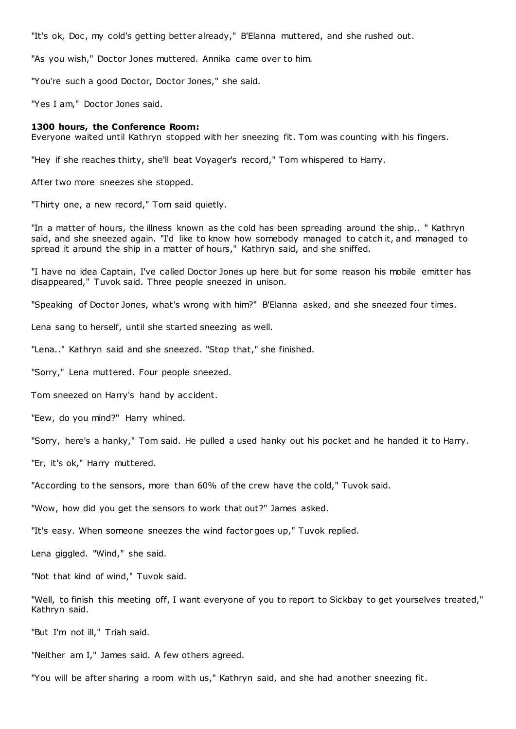"It's ok, Doc, my cold's getting better already," B'Elanna muttered, and she rushed out.

"As you wish," Doctor Jones muttered. Annika came over to him.

"You're such a good Doctor, Doctor Jones," she said.

"Yes I am," Doctor Jones said.

**1300 hours, the Conference Room:**
Everyone waited until Kathryn stopped with her sneezing fit. Tom was counting with his fingers.

"Hey if she reaches thirty, she'll beat Voyager's record," Tom whispered to Harry.

After two more sneezes she stopped.

"Thirty one, a new record," Tom said quietly.

"In a matter of hours, the illness known as the cold has been spreading around the ship.. " Kathryn said, and she sneezed again. "I'd like to know how somebody managed to catch it, and managed to spread it around the ship in a matter of hours," Kathryn said, and she sniffed.

"I have no idea Captain, I've called Doctor Jones up here but for some reason his mobile emitter has disappeared," Tuvok said. Three people sneezed in unison.

"Speaking of Doctor Jones, what's wrong with him?" B'Elanna asked, and she sneezed four times.

Lena sang to herself, until she started sneezing as well.

"Lena.." Kathryn said and she sneezed. "Stop that," she finished.

"Sorry," Lena muttered. Four people sneezed.

Tom sneezed on Harry's hand by accident.

"Eew, do you mind?" Harry whined.

"Sorry, here's a hanky," Tom said. He pulled a used hanky out his pocket and he handed it to Harry.

"Er, it's ok," Harry muttered.

"According to the sensors, more than 60% of the crew have the cold," Tuvok said.

"Wow, how did you get the sensors to work that out?" James asked.

"It's easy. When someone sneezes the wind factor goes up," Tuvok replied.

Lena giggled. "Wind," she said.

"Not that kind of wind," Tuvok said.

"Well, to finish this meeting off, I want everyone of you to report to Sickbay to get yourselves treated," Kathryn said.

"But I'm not ill," Triah said.

"Neither am I," James said. A few others agreed.

"You will be after sharing a room with us," Kathryn said, and she had another sneezing fit.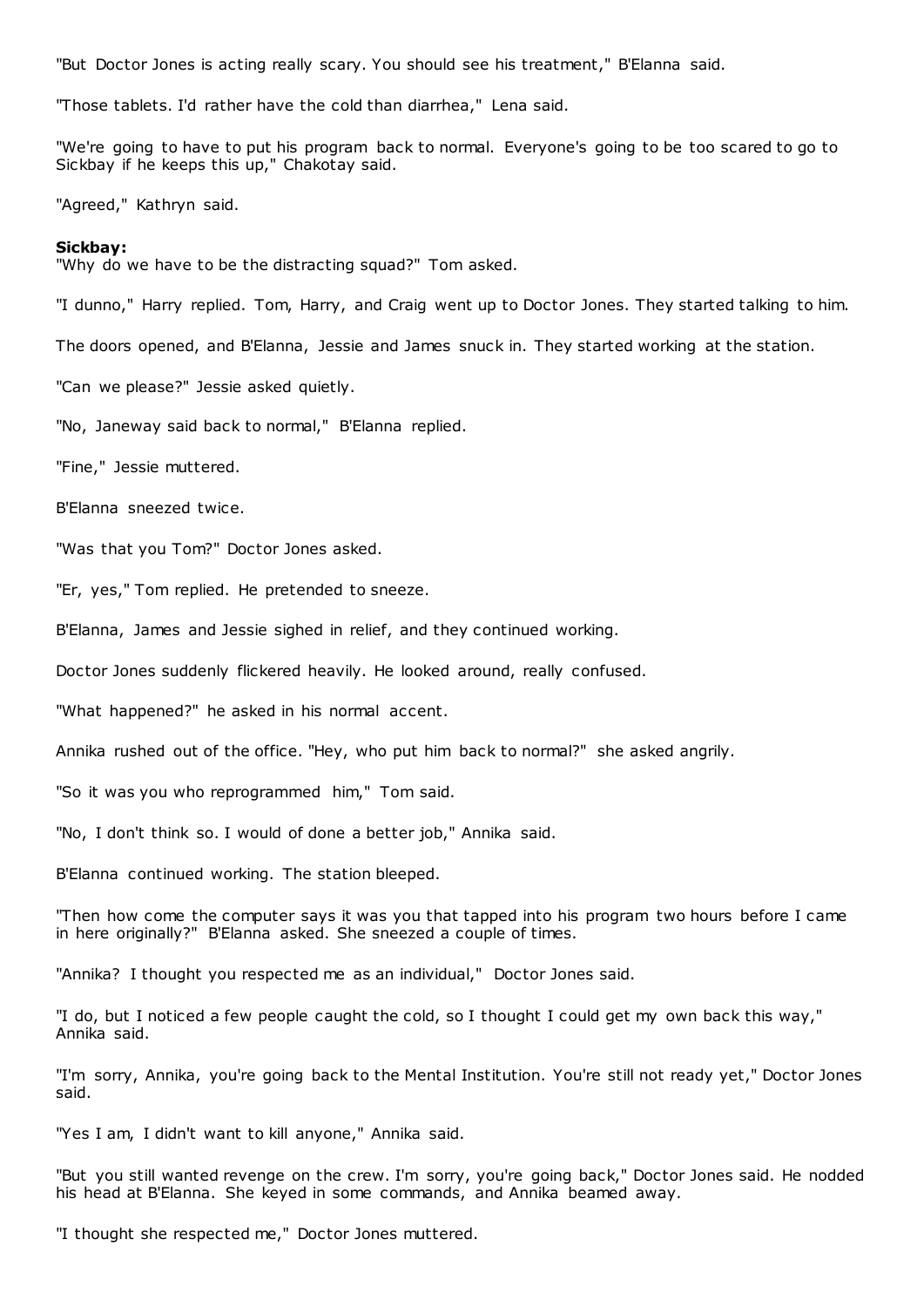"But Doctor Jones is acting really scary. You should see his treatment," B'Elanna said.

"Those tablets. I'd rather have the cold than diarrhea," Lena said.

"We're going to have to put his program back to normal. Everyone's going to be too scared to go to Sickbay if he keeps this up," Chakotay said.

"Agreed," Kathryn said.

**Sickbay:**
"Why do we have to be the distracting squad?" Tom asked.

"I dunno," Harry replied. Tom, Harry, and Craig went up to Doctor Jones. They started talking to him.

The doors opened, and B'Elanna, Jessie and James snuck in. They started working at the station.

"Can we please?" Jessie asked quietly.

"No, Janeway said back to normal," B'Elanna replied.

"Fine," Jessie muttered.

B'Elanna sneezed twice.

"Was that you Tom?" Doctor Jones asked.

"Er, yes," Tom replied. He pretended to sneeze.

B'Elanna, James and Jessie sighed in relief, and they continued working.

Doctor Jones suddenly flickered heavily. He looked around, really confused.

"What happened?" he asked in his normal accent.

Annika rushed out of the office. "Hey, who put him back to normal?" she asked angrily.

"So it was you who reprogrammed him," Tom said.

"No, I don't think so. I would of done a better job," Annika said.

B'Elanna continued working. The station bleeped.

"Then how come the computer says it was you that tapped into his program two hours before I came in here originally?" B'Elanna asked. She sneezed a couple of times.

"Annika? I thought you respected me as an individual," Doctor Jones said.

"I do, but I noticed a few people caught the cold, so I thought I could get my own back this way," Annika said.

"I'm sorry, Annika, you're going back to the Mental Institution. You're still not ready yet," Doctor Jones said.

"Yes I am, I didn't want to kill anyone," Annika said.

"But you still wanted revenge on the crew. I'm sorry, you're going back," Doctor Jones said. He nodded his head at B'Elanna. She keyed in some commands, and Annika beamed away.

"I thought she respected me," Doctor Jones muttered.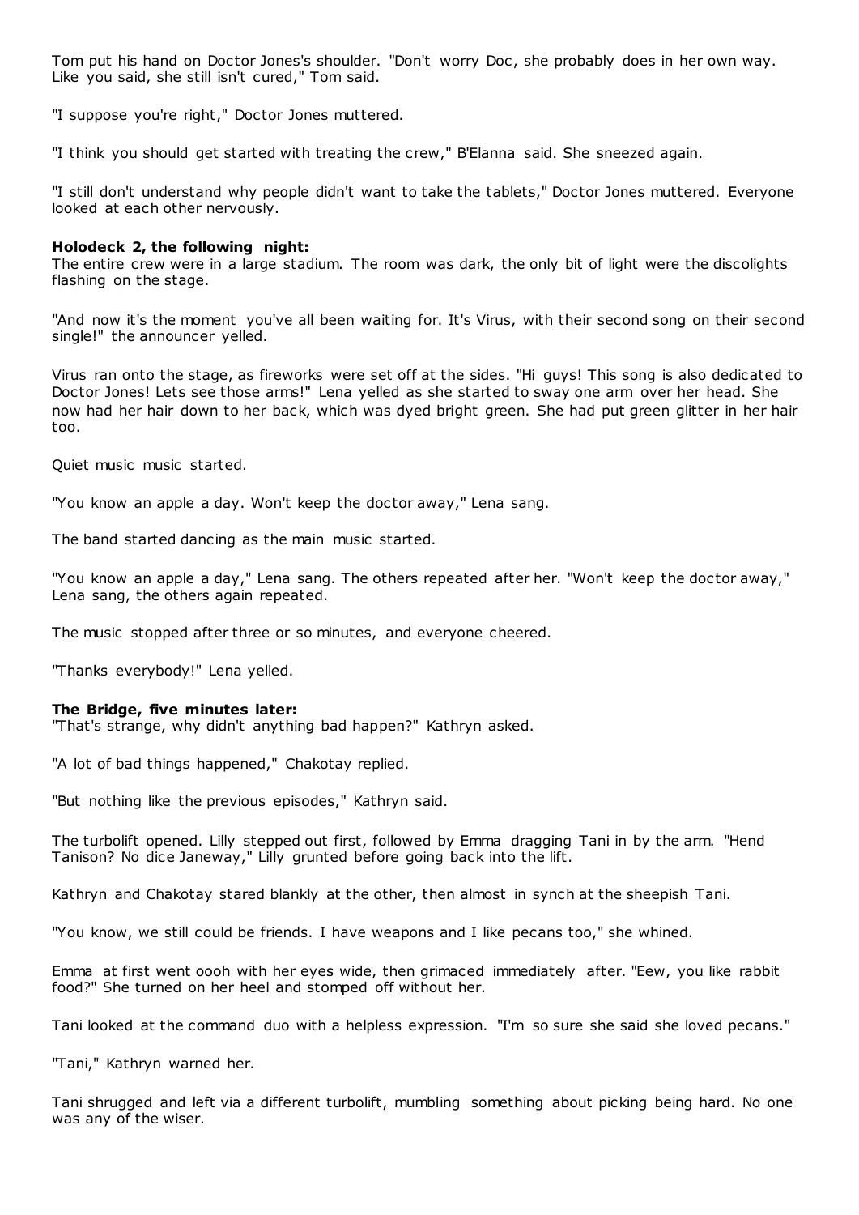Tom put his hand on Doctor Jones's shoulder. "Don't worry Doc, she probably does in her own way. Like you said, she still isn't cured," Tom said.

"I suppose you're right," Doctor Jones muttered.

"I think you should get started with treating the crew," B'Elanna said. She sneezed again.

"I still don't understand why people didn't want to take the tablets," Doctor Jones muttered. Everyone looked at each other nervously.

**Holodeck 2, the following night:**
The entire crew were in a large stadium. The room was dark, the only bit of light were the discolights flashing on the stage.

"And now it's the moment you've all been waiting for. It's Virus, with their second song on their second single!" the announcer yelled.

Virus ran onto the stage, as fireworks were set off at the sides. "Hi guys! This song is also dedicated to Doctor Jones! Lets see those arms!" Lena yelled as she started to sway one arm over her head. She now had her hair down to her back, which was dyed bright green. She had put green glitter in her hair too.

Quiet music music started.

"You know an apple a day. Won't keep the doctor away," Lena sang.

The band started dancing as the main music started.

"You know an apple a day," Lena sang. The others repeated after her. "Won't keep the doctor away," Lena sang, the others again repeated.

The music stopped after three or so minutes, and everyone cheered.

"Thanks everybody!" Lena yelled.

**The Bridge, five minutes later:**
"That's strange, why didn't anything bad happen?" Kathryn asked.

"A lot of bad things happened," Chakotay replied.

"But nothing like the previous episodes," Kathryn said.

The turbolift opened. Lilly stepped out first, followed by Emma dragging Tani in by the arm. "Hend Tanison? No dice Janeway," Lilly grunted before going back into the lift.

Kathryn and Chakotay stared blankly at the other, then almost in synch at the sheepish Tani.

"You know, we still could be friends. I have weapons and I like pecans too," she whined.

Emma at first went oooh with her eyes wide, then grimaced immediately after. "Eew, you like rabbit food?" She turned on her heel and stomped off without her.

Tani looked at the command duo with a helpless expression. "I'm so sure she said she loved pecans."

"Tani," Kathryn warned her.

Tani shrugged and left via a different turbolift, mumbling something about picking being hard. No one was any of the wiser.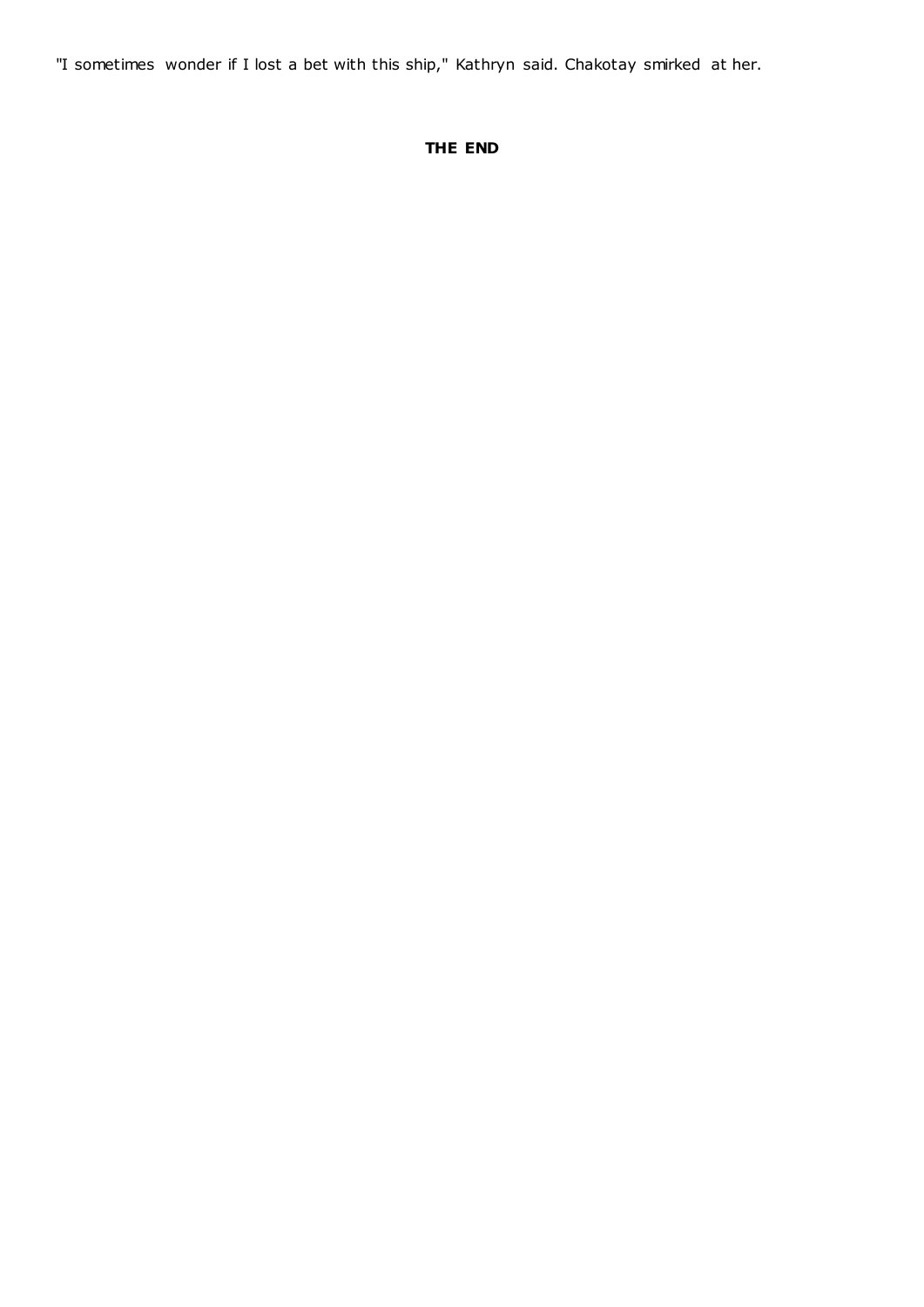"I sometimes wonder if I lost a bet with this ship," Kathryn said. Chakotay smirked at her.

**THE END**